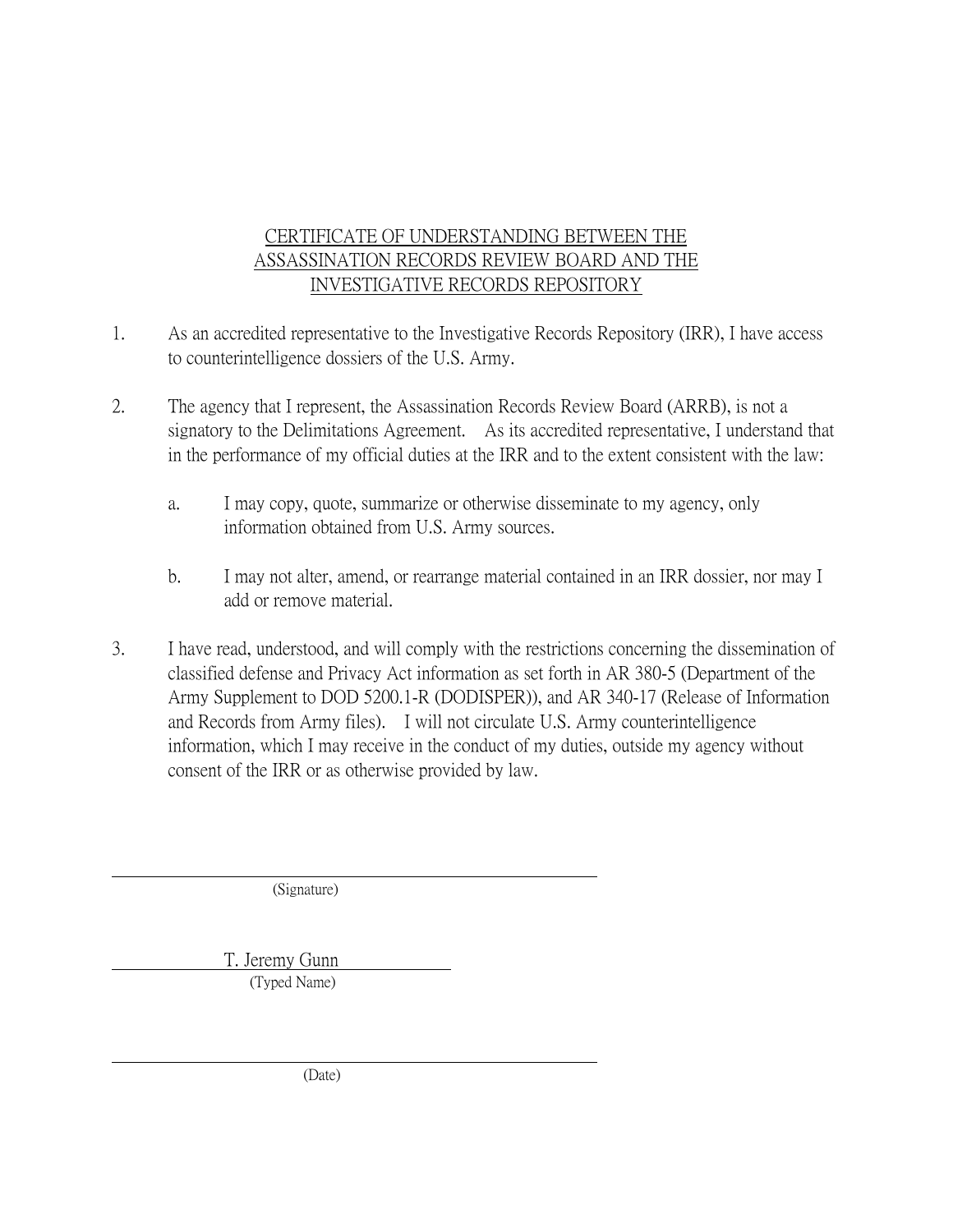# CERTIFICATE OF UNDERSTANDING BETWEEN THE ASSASSINATION RECORDS REVIEW BOARD AND THE INVESTIGATIVE RECORDS REPOSITORY

1. As an accredited representative to the Investigative Records Repository (IRR), I have access to counterintelligence dossiers of the U.S. Army.

2. The agency that I represent, the Assassination Records Review Board (ARRB), is not a signatory to the Delimitations Agreement. As its accredited representative, I understand that in the performance of my official duties at the IRR and to the extent consistent with the law:

   a. I may copy, quote, summarize or otherwise disseminate to my agency, only information obtained from U.S. Army sources.

   b. I may not alter, amend, or rearrange material contained in an IRR dossier, nor may I add or remove material.

3. I have read, understood, and will comply with the restrictions concerning the dissemination of classified defense and Privacy Act information as set forth in AR 380-5 (Department of the Army Supplement to DOD 5200.1-R (DODISPER)), and AR 340-17 (Release of Information and Records from Army files). I will not circulate U.S. Army counterintelligence information, which I may receive in the conduct of my duties, outside my agency without consent of the IRR or as otherwise provided by law.

\_\_\_\_\_\_\_\_\_\_\_\_\_\_\_\_\_\_\_\_\_\_\_\_\_\_\_\_\_\_\_\_\_\_\_\_\_\_\_\_
(Signature)

T. Jeremy Gunn
(Typed Name)

\_\_\_\_\_\_\_\_\_\_\_\_\_\_\_\_\_\_\_\_\_\_\_\_\_\_\_\_\_\_\_\_\_\_\_\_\_\_\_\_
(Date)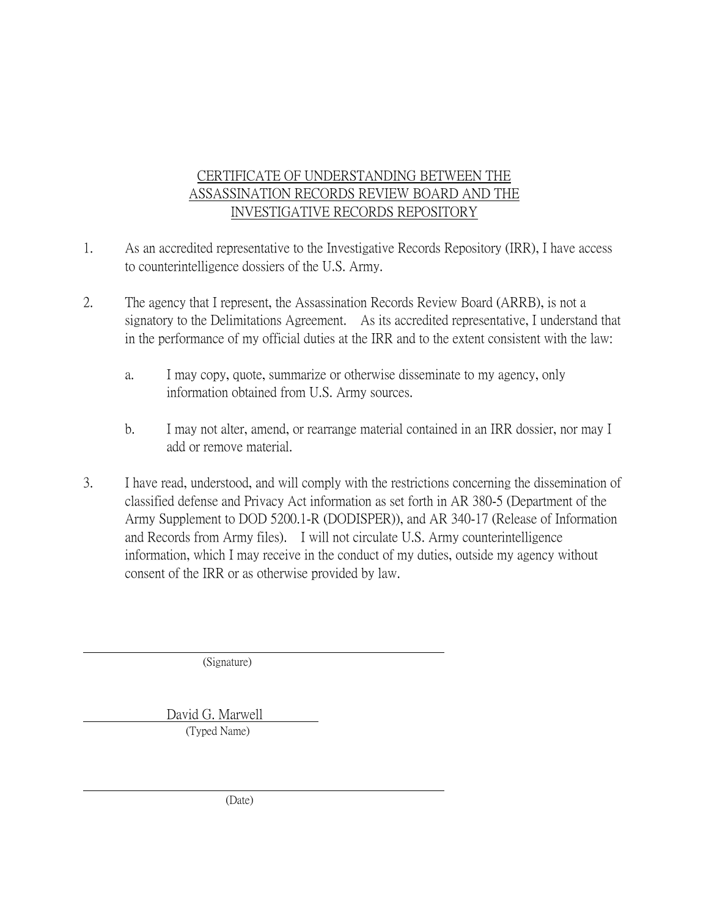# CERTIFICATE OF UNDERSTANDING BETWEEN THE ASSASSINATION RECORDS REVIEW BOARD AND THE INVESTIGATIVE RECORDS REPOSITORY

1. As an accredited representative to the Investigative Records Repository (IRR), I have access to counterintelligence dossiers of the U.S. Army.

2. The agency that I represent, the Assassination Records Review Board (ARRB), is not a signatory to the Delimitations Agreement. As its accredited representative, I understand that in the performance of my official duties at the IRR and to the extent consistent with the law:

   a. I may copy, quote, summarize or otherwise disseminate to my agency, only information obtained from U.S. Army sources.

   b. I may not alter, amend, or rearrange material contained in an IRR dossier, nor may I add or remove material.

3. I have read, understood, and will comply with the restrictions concerning the dissemination of classified defense and Privacy Act information as set forth in AR 380-5 (Department of the Army Supplement to DOD 5200.1-R (DODISPER)), and AR 340-17 (Release of Information and Records from Army files). I will not circulate U.S. Army counterintelligence information, which I may receive in the conduct of my duties, outside my agency without consent of the IRR or as otherwise provided by law.

______________________________
(Signature)

David G. Marwell
(Typed Name)

______________________________
(Date)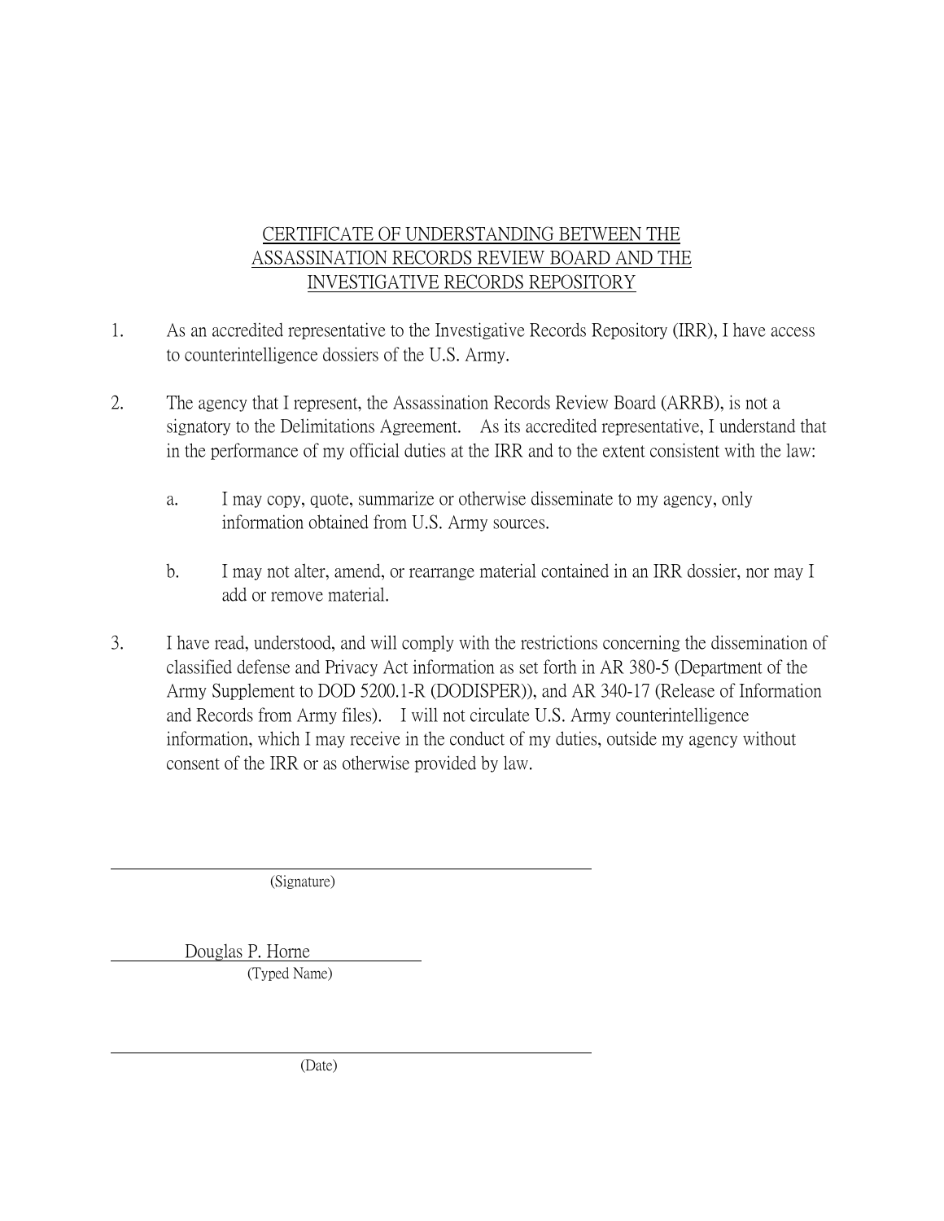CERTIFICATE OF UNDERSTANDING BETWEEN THE ASSASSINATION RECORDS REVIEW BOARD AND THE INVESTIGATIVE RECORDS REPOSITORY

1. As an accredited representative to the Investigative Records Repository (IRR), I have access to counterintelligence dossiers of the U.S. Army.

2. The agency that I represent, the Assassination Records Review Board (ARRB), is not a signatory to the Delimitations Agreement. As its accredited representative, I understand that in the performance of my official duties at the IRR and to the extent consistent with the law:

   a. I may copy, quote, summarize or otherwise disseminate to my agency, only information obtained from U.S. Army sources.

   b. I may not alter, amend, or rearrange material contained in an IRR dossier, nor may I add or remove material.

3. I have read, understood, and will comply with the restrictions concerning the dissemination of classified defense and Privacy Act information as set forth in AR 380-5 (Department of the Army Supplement to DOD 5200.1-R (DODISPER)), and AR 340-17 (Release of Information and Records from Army files). I will not circulate U.S. Army counterintelligence information, which I may receive in the conduct of my duties, outside my agency without consent of the IRR or as otherwise provided by law.

\_\_\_\_\_\_\_\_\_\_\_\_\_\_\_\_\_\_\_\_\_\_\_\_\_\_\_\_\_\_\_\_\_\_\_\_\_\_\_\_
(Signature)

Douglas P. Horne
(Typed Name)

\_\_\_\_\_\_\_\_\_\_\_\_\_\_\_\_\_\_\_\_\_\_\_\_\_\_\_\_\_\_\_\_\_\_\_\_\_\_\_\_
(Date)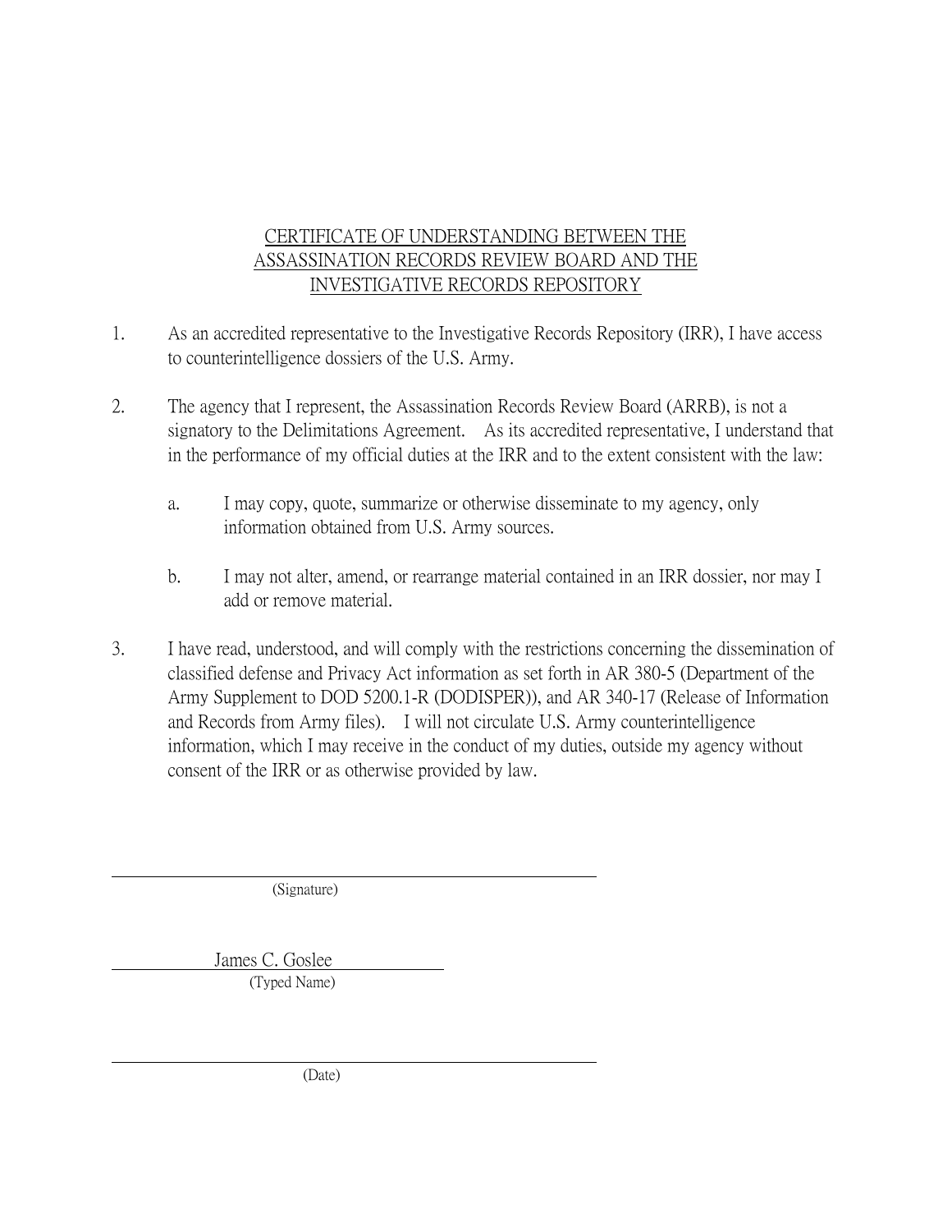CERTIFICATE OF UNDERSTANDING BETWEEN THE ASSASSINATION RECORDS REVIEW BOARD AND THE INVESTIGATIVE RECORDS REPOSITORY

1. As an accredited representative to the Investigative Records Repository (IRR), I have access to counterintelligence dossiers of the U.S. Army.

2. The agency that I represent, the Assassination Records Review Board (ARRB), is not a signatory to the Delimitations Agreement. As its accredited representative, I understand that in the performance of my official duties at the IRR and to the extent consistent with the law:

   a. I may copy, quote, summarize or otherwise disseminate to my agency, only information obtained from U.S. Army sources.

   b. I may not alter, amend, or rearrange material contained in an IRR dossier, nor may I add or remove material.

3. I have read, understood, and will comply with the restrictions concerning the dissemination of classified defense and Privacy Act information as set forth in AR 380-5 (Department of the Army Supplement to DOD 5200.1-R (DODISPER)), and AR 340-17 (Release of Information and Records from Army files). I will not circulate U.S. Army counterintelligence information, which I may receive in the conduct of my duties, outside my agency without consent of the IRR or as otherwise provided by law.

_______________________________________________
(Signature)

James C. Goslee
(Typed Name)

_______________________________________________
(Date)